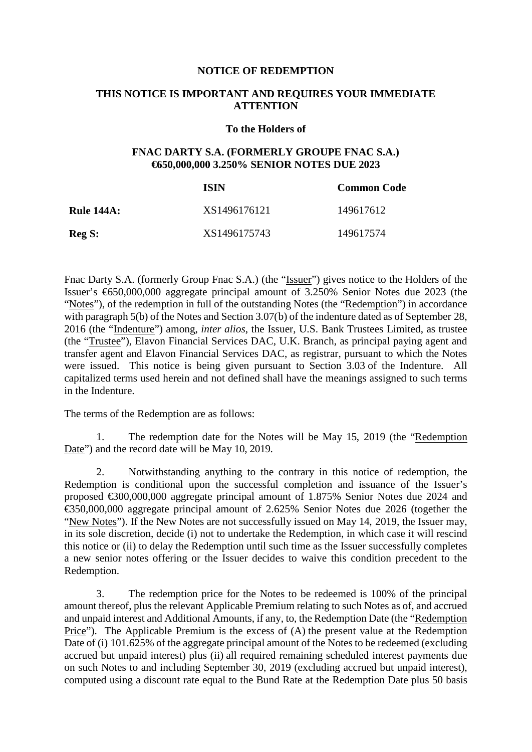**NOTICE OF REDEMPTION**

**THIS NOTICE IS IMPORTANT AND REQUIRES YOUR IMMEDIATE ATTENTION**

**To the Holders of**

**FNAC DARTY S.A. (FORMERLY GROUPE FNAC S.A.)**
**€650,000,000 3.250% SENIOR NOTES DUE 2023**

| | **ISIN** | **Common Code** |
|---|---|---|
| **Rule 144A:** | XS1496176121 | 149617612 |
| **Reg S:** | XS1496175743 | 149617574 |

Fnac Darty S.A. (formerly Group Fnac S.A.) (the "Issuer") gives notice to the Holders of the Issuer's €650,000,000 aggregate principal amount of 3.250% Senior Notes due 2023 (the "Notes"), of the redemption in full of the outstanding Notes (the "Redemption") in accordance with paragraph 5(b) of the Notes and Section 3.07(b) of the indenture dated as of September 28, 2016 (the "Indenture") among, *inter alios*, the Issuer, U.S. Bank Trustees Limited, as trustee (the "Trustee"), Elavon Financial Services DAC, U.K. Branch, as principal paying agent and transfer agent and Elavon Financial Services DAC, as registrar, pursuant to which the Notes were issued. This notice is being given pursuant to Section 3.03 of the Indenture. All capitalized terms used herein and not defined shall have the meanings assigned to such terms in the Indenture.

The terms of the Redemption are as follows:

1. The redemption date for the Notes will be May 15, 2019 (the "Redemption Date") and the record date will be May 10, 2019.

2. Notwithstanding anything to the contrary in this notice of redemption, the Redemption is conditional upon the successful completion and issuance of the Issuer's proposed €300,000,000 aggregate principal amount of 1.875% Senior Notes due 2024 and €350,000,000 aggregate principal amount of 2.625% Senior Notes due 2026 (together the "New Notes"). If the New Notes are not successfully issued on May 14, 2019, the Issuer may, in its sole discretion, decide (i) not to undertake the Redemption, in which case it will rescind this notice or (ii) to delay the Redemption until such time as the Issuer successfully completes a new senior notes offering or the Issuer decides to waive this condition precedent to the Redemption.

3. The redemption price for the Notes to be redeemed is 100% of the principal amount thereof, plus the relevant Applicable Premium relating to such Notes as of, and accrued and unpaid interest and Additional Amounts, if any, to, the Redemption Date (the "Redemption Price"). The Applicable Premium is the excess of (A) the present value at the Redemption Date of (i) 101.625% of the aggregate principal amount of the Notes to be redeemed (excluding accrued but unpaid interest) plus (ii) all required remaining scheduled interest payments due on such Notes to and including September 30, 2019 (excluding accrued but unpaid interest), computed using a discount rate equal to the Bund Rate at the Redemption Date plus 50 basis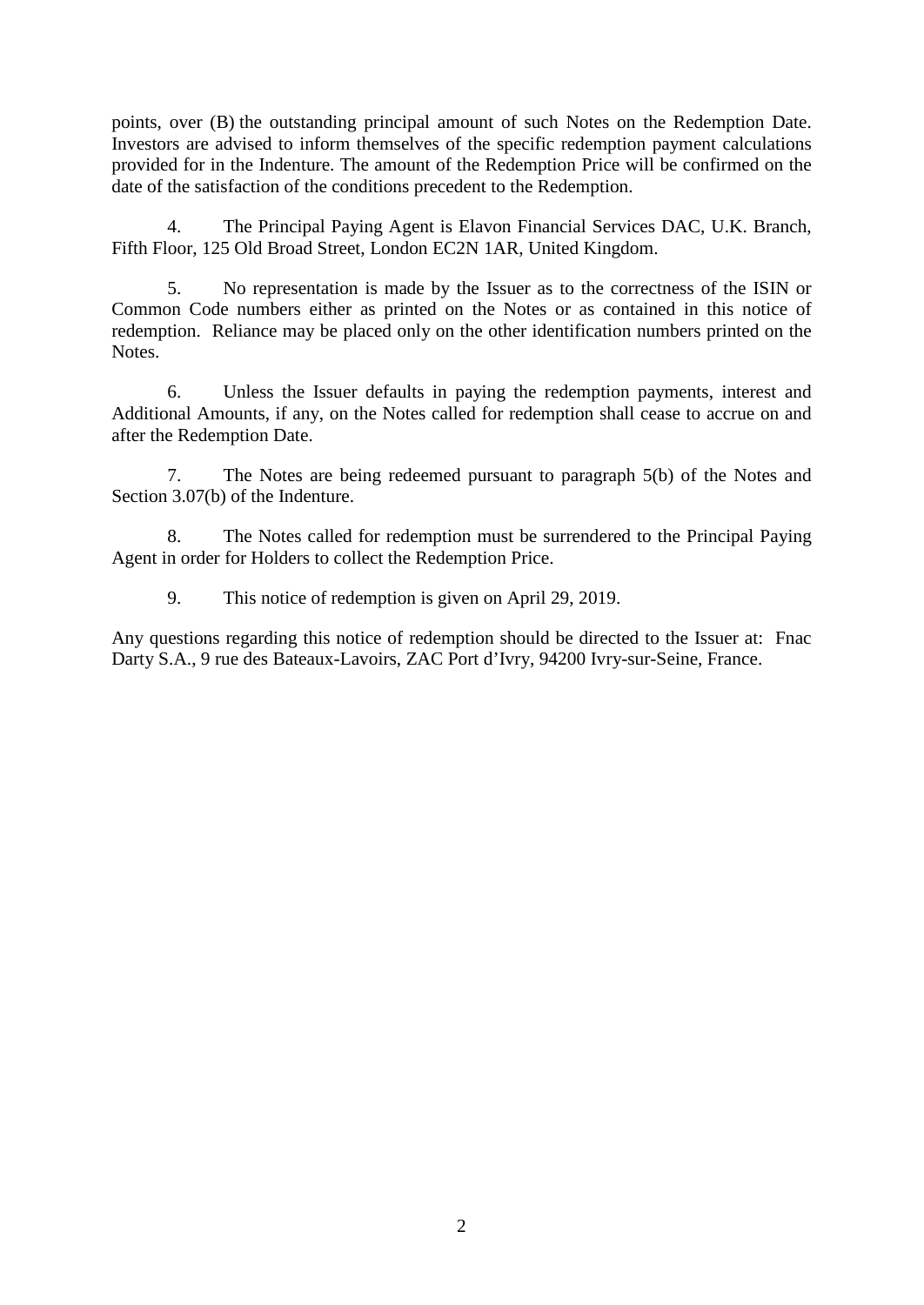points, over (B) the outstanding principal amount of such Notes on the Redemption Date. Investors are advised to inform themselves of the specific redemption payment calculations provided for in the Indenture. The amount of the Redemption Price will be confirmed on the date of the satisfaction of the conditions precedent to the Redemption.

4. The Principal Paying Agent is Elavon Financial Services DAC, U.K. Branch, Fifth Floor, 125 Old Broad Street, London EC2N 1AR, United Kingdom.

5. No representation is made by the Issuer as to the correctness of the ISIN or Common Code numbers either as printed on the Notes or as contained in this notice of redemption. Reliance may be placed only on the other identification numbers printed on the Notes.

6. Unless the Issuer defaults in paying the redemption payments, interest and Additional Amounts, if any, on the Notes called for redemption shall cease to accrue on and after the Redemption Date.

7. The Notes are being redeemed pursuant to paragraph 5(b) of the Notes and Section 3.07(b) of the Indenture.

8. The Notes called for redemption must be surrendered to the Principal Paying Agent in order for Holders to collect the Redemption Price.

9. This notice of redemption is given on April 29, 2019.

Any questions regarding this notice of redemption should be directed to the Issuer at: Fnac Darty S.A., 9 rue des Bateaux-Lavoirs, ZAC Port d'Ivry, 94200 Ivry-sur-Seine, France.